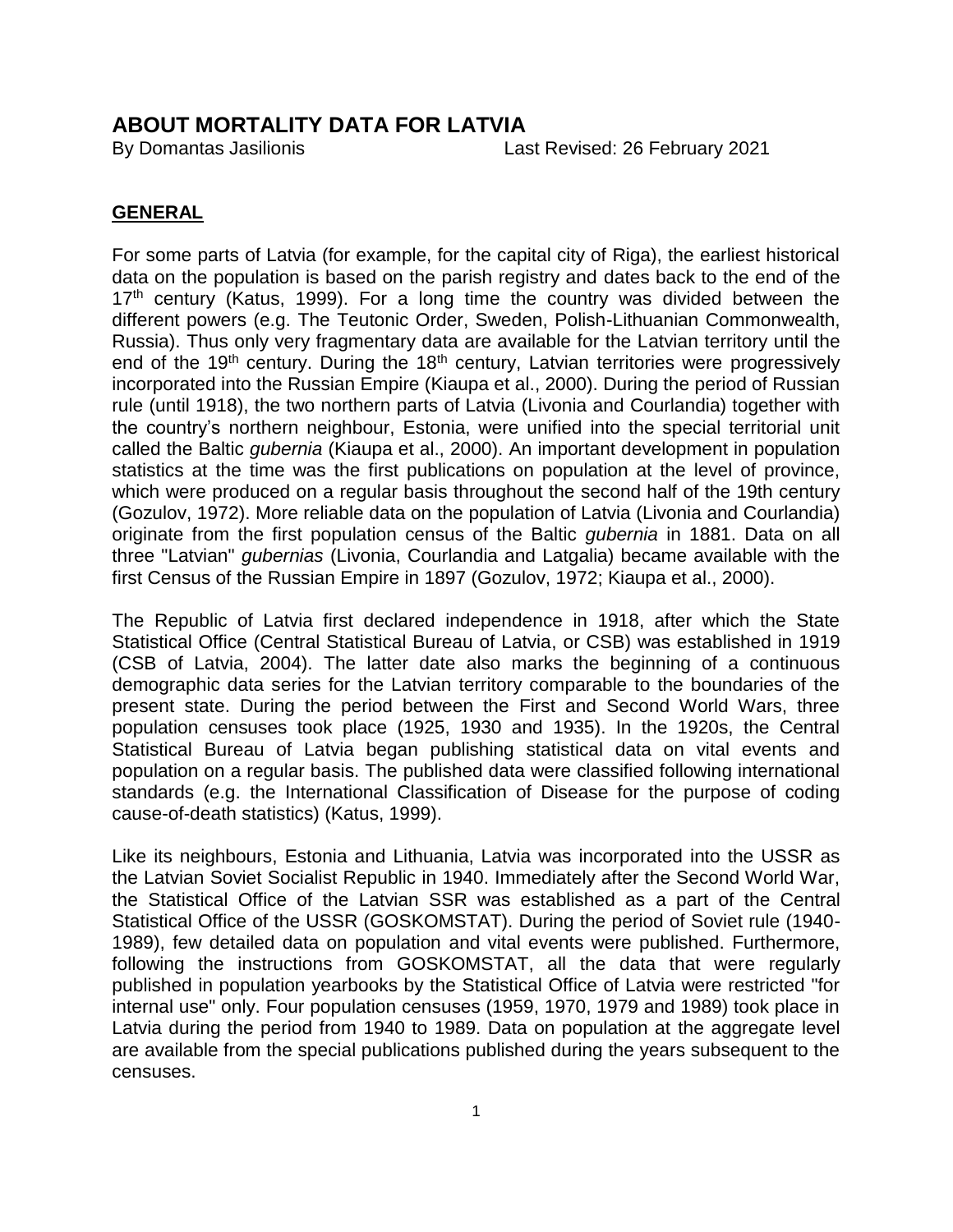# ABOUT MORTALITY DATA FOR LATVIA

By Domantas Jasilionis  Last Revised: 26 February 2021

## GENERAL

For some parts of Latvia (for example, for the capital city of Riga), the earliest historical data on the population is based on the parish registry and dates back to the end of the 17th century (Katus, 1999). For a long time the country was divided between the different powers (e.g. The Teutonic Order, Sweden, Polish-Lithuanian Commonwealth, Russia). Thus only very fragmentary data are available for the Latvian territory until the end of the 19th century. During the 18th century, Latvian territories were progressively incorporated into the Russian Empire (Kiaupa et al., 2000). During the period of Russian rule (until 1918), the two northern parts of Latvia (Livonia and Courlandia) together with the country's northern neighbour, Estonia, were unified into the special territorial unit called the Baltic *gubernia* (Kiaupa et al., 2000). An important development in population statistics at the time was the first publications on population at the level of province, which were produced on a regular basis throughout the second half of the 19th century (Gozulov, 1972). More reliable data on the population of Latvia (Livonia and Courlandia) originate from the first population census of the Baltic *gubernia* in 1881. Data on all three "Latvian" *gubernias* (Livonia, Courlandia and Latgalia) became available with the first Census of the Russian Empire in 1897 (Gozulov, 1972; Kiaupa et al., 2000).

The Republic of Latvia first declared independence in 1918, after which the State Statistical Office (Central Statistical Bureau of Latvia, or CSB) was established in 1919 (CSB of Latvia, 2004). The latter date also marks the beginning of a continuous demographic data series for the Latvian territory comparable to the boundaries of the present state. During the period between the First and Second World Wars, three population censuses took place (1925, 1930 and 1935). In the 1920s, the Central Statistical Bureau of Latvia began publishing statistical data on vital events and population on a regular basis. The published data were classified following international standards (e.g. the International Classification of Disease for the purpose of coding cause-of-death statistics) (Katus, 1999).

Like its neighbours, Estonia and Lithuania, Latvia was incorporated into the USSR as the Latvian Soviet Socialist Republic in 1940. Immediately after the Second World War, the Statistical Office of the Latvian SSR was established as a part of the Central Statistical Office of the USSR (GOSKOMSTAT). During the period of Soviet rule (1940-1989), few detailed data on population and vital events were published. Furthermore, following the instructions from GOSKOMSTAT, all the data that were regularly published in population yearbooks by the Statistical Office of Latvia were restricted "for internal use" only. Four population censuses (1959, 1970, 1979 and 1989) took place in Latvia during the period from 1940 to 1989. Data on population at the aggregate level are available from the special publications published during the years subsequent to the censuses.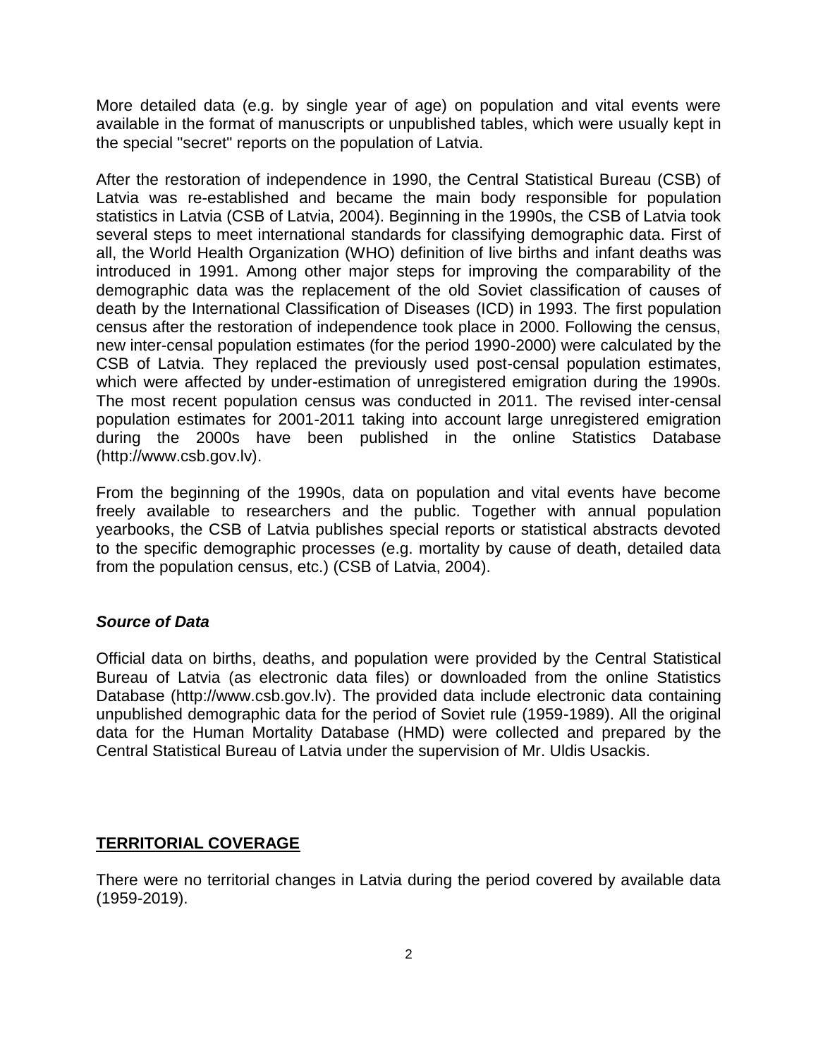More detailed data (e.g. by single year of age) on population and vital events were available in the format of manuscripts or unpublished tables, which were usually kept in the special "secret" reports on the population of Latvia.

After the restoration of independence in 1990, the Central Statistical Bureau (CSB) of Latvia was re-established and became the main body responsible for population statistics in Latvia (CSB of Latvia, 2004). Beginning in the 1990s, the CSB of Latvia took several steps to meet international standards for classifying demographic data. First of all, the World Health Organization (WHO) definition of live births and infant deaths was introduced in 1991. Among other major steps for improving the comparability of the demographic data was the replacement of the old Soviet classification of causes of death by the International Classification of Diseases (ICD) in 1993. The first population census after the restoration of independence took place in 2000. Following the census, new inter-censal population estimates (for the period 1990-2000) were calculated by the CSB of Latvia. They replaced the previously used post-censal population estimates, which were affected by under-estimation of unregistered emigration during the 1990s. The most recent population census was conducted in 2011. The revised inter-censal population estimates for 2001-2011 taking into account large unregistered emigration during the 2000s have been published in the online Statistics Database (http://www.csb.gov.lv).

From the beginning of the 1990s, data on population and vital events have become freely available to researchers and the public. Together with annual population yearbooks, the CSB of Latvia publishes special reports or statistical abstracts devoted to the specific demographic processes (e.g. mortality by cause of death, detailed data from the population census, etc.) (CSB of Latvia, 2004).

### *Source of Data*

Official data on births, deaths, and population were provided by the Central Statistical Bureau of Latvia (as electronic data files) or downloaded from the online Statistics Database (http://www.csb.gov.lv). The provided data include electronic data containing unpublished demographic data for the period of Soviet rule (1959-1989). All the original data for the Human Mortality Database (HMD) were collected and prepared by the Central Statistical Bureau of Latvia under the supervision of Mr. Uldis Usackis.

## TERRITORIAL COVERAGE

There were no territorial changes in Latvia during the period covered by available data (1959-2019).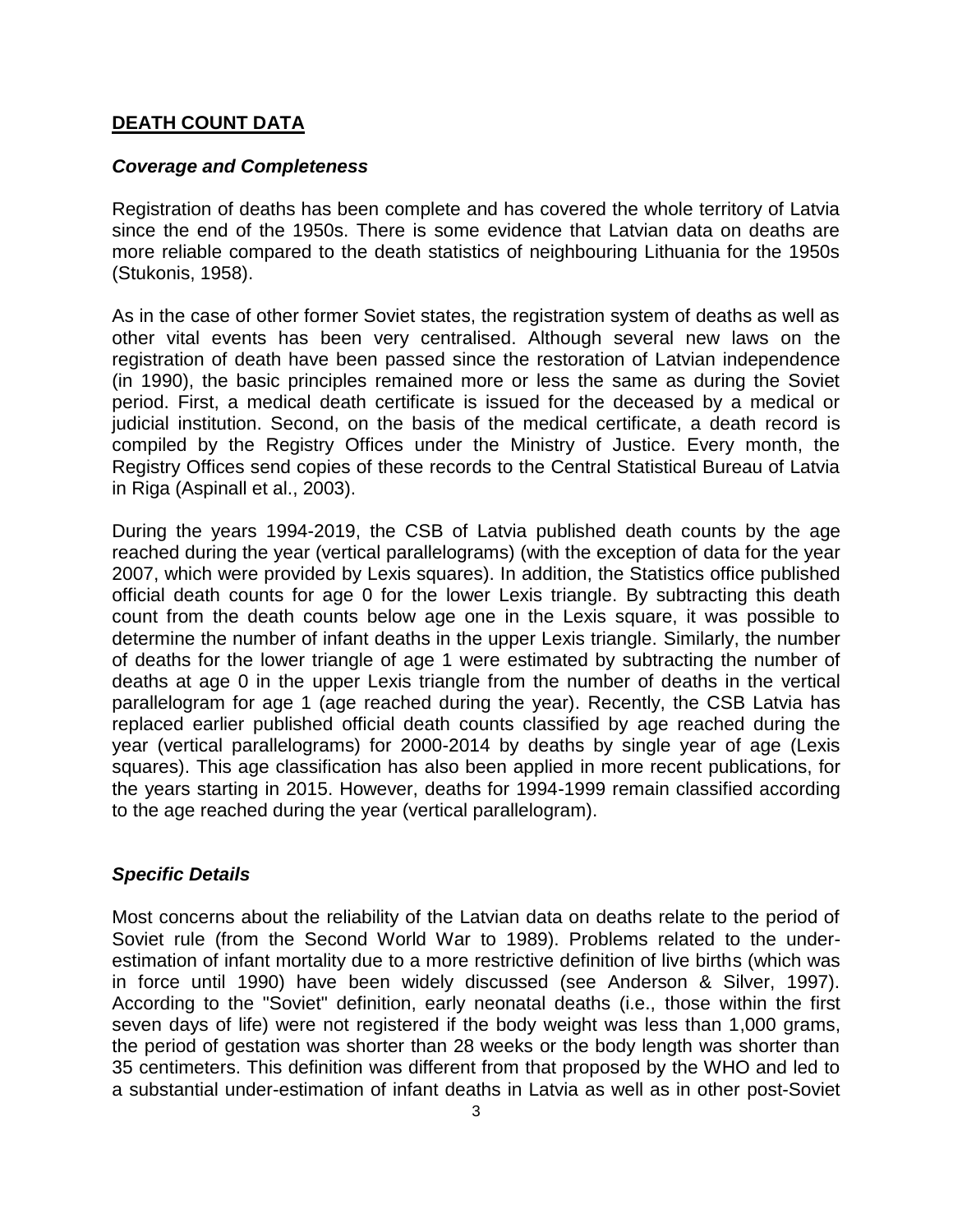## DEATH COUNT DATA

### *Coverage and Completeness*

Registration of deaths has been complete and has covered the whole territory of Latvia since the end of the 1950s. There is some evidence that Latvian data on deaths are more reliable compared to the death statistics of neighbouring Lithuania for the 1950s (Stukonis, 1958).

As in the case of other former Soviet states, the registration system of deaths as well as other vital events has been very centralised. Although several new laws on the registration of death have been passed since the restoration of Latvian independence (in 1990), the basic principles remained more or less the same as during the Soviet period. First, a medical death certificate is issued for the deceased by a medical or judicial institution. Second, on the basis of the medical certificate, a death record is compiled by the Registry Offices under the Ministry of Justice. Every month, the Registry Offices send copies of these records to the Central Statistical Bureau of Latvia in Riga (Aspinall et al., 2003).

During the years 1994-2019, the CSB of Latvia published death counts by the age reached during the year (vertical parallelograms) (with the exception of data for the year 2007, which were provided by Lexis squares). In addition, the Statistics office published official death counts for age 0 for the lower Lexis triangle. By subtracting this death count from the death counts below age one in the Lexis square, it was possible to determine the number of infant deaths in the upper Lexis triangle. Similarly, the number of deaths for the lower triangle of age 1 were estimated by subtracting the number of deaths at age 0 in the upper Lexis triangle from the number of deaths in the vertical parallelogram for age 1 (age reached during the year). Recently, the CSB Latvia has replaced earlier published official death counts classified by age reached during the year (vertical parallelograms) for 2000-2014 by deaths by single year of age (Lexis squares). This age classification has also been applied in more recent publications, for the years starting in 2015. However, deaths for 1994-1999 remain classified according to the age reached during the year (vertical parallelogram).

### *Specific Details*

Most concerns about the reliability of the Latvian data on deaths relate to the period of Soviet rule (from the Second World War to 1989). Problems related to the under-estimation of infant mortality due to a more restrictive definition of live births (which was in force until 1990) have been widely discussed (see Anderson & Silver, 1997). According to the "Soviet" definition, early neonatal deaths (i.e., those within the first seven days of life) were not registered if the body weight was less than 1,000 grams, the period of gestation was shorter than 28 weeks or the body length was shorter than 35 centimeters. This definition was different from that proposed by the WHO and led to a substantial under-estimation of infant deaths in Latvia as well as in other post-Soviet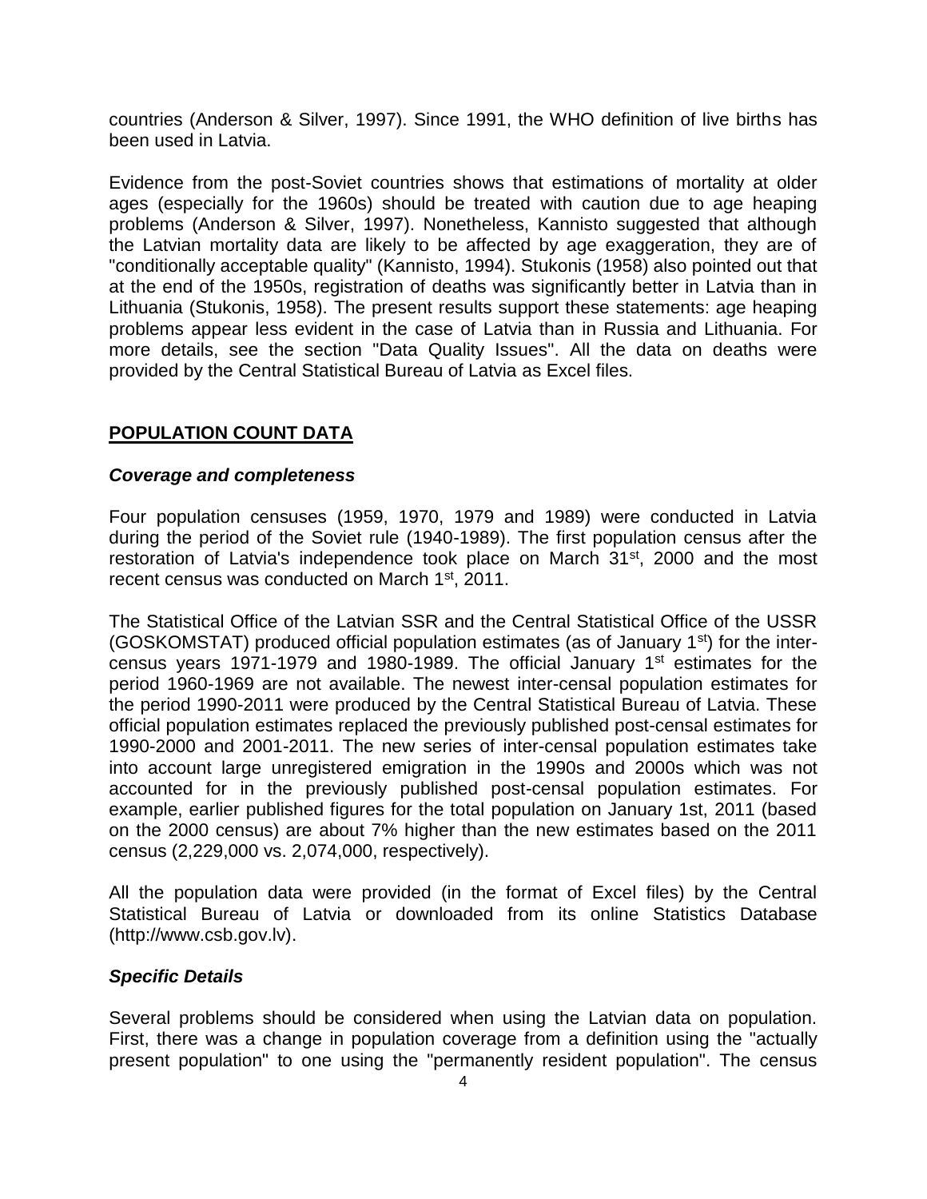countries (Anderson & Silver, 1997). Since 1991, the WHO definition of live births has been used in Latvia.

Evidence from the post-Soviet countries shows that estimations of mortality at older ages (especially for the 1960s) should be treated with caution due to age heaping problems (Anderson & Silver, 1997). Nonetheless, Kannisto suggested that although the Latvian mortality data are likely to be affected by age exaggeration, they are of "conditionally acceptable quality" (Kannisto, 1994). Stukonis (1958) also pointed out that at the end of the 1950s, registration of deaths was significantly better in Latvia than in Lithuania (Stukonis, 1958). The present results support these statements: age heaping problems appear less evident in the case of Latvia than in Russia and Lithuania. For more details, see the section "Data Quality Issues". All the data on deaths were provided by the Central Statistical Bureau of Latvia as Excel files.

## POPULATION COUNT DATA

### *Coverage and completeness*

Four population censuses (1959, 1970, 1979 and 1989) were conducted in Latvia during the period of the Soviet rule (1940-1989). The first population census after the restoration of Latvia's independence took place on March 31st, 2000 and the most recent census was conducted on March 1st, 2011.

The Statistical Office of the Latvian SSR and the Central Statistical Office of the USSR (GOSKOMSTAT) produced official population estimates (as of January 1st) for the inter-census years 1971-1979 and 1980-1989. The official January 1st estimates for the period 1960-1969 are not available. The newest inter-censal population estimates for the period 1990-2011 were produced by the Central Statistical Bureau of Latvia. These official population estimates replaced the previously published post-censal estimates for 1990-2000 and 2001-2011. The new series of inter-censal population estimates take into account large unregistered emigration in the 1990s and 2000s which was not accounted for in the previously published post-censal population estimates. For example, earlier published figures for the total population on January 1st, 2011 (based on the 2000 census) are about 7% higher than the new estimates based on the 2011 census (2,229,000 vs. 2,074,000, respectively).

All the population data were provided (in the format of Excel files) by the Central Statistical Bureau of Latvia or downloaded from its online Statistics Database (http://www.csb.gov.lv).

### *Specific Details*

Several problems should be considered when using the Latvian data on population. First, there was a change in population coverage from a definition using the "actually present population" to one using the "permanently resident population". The census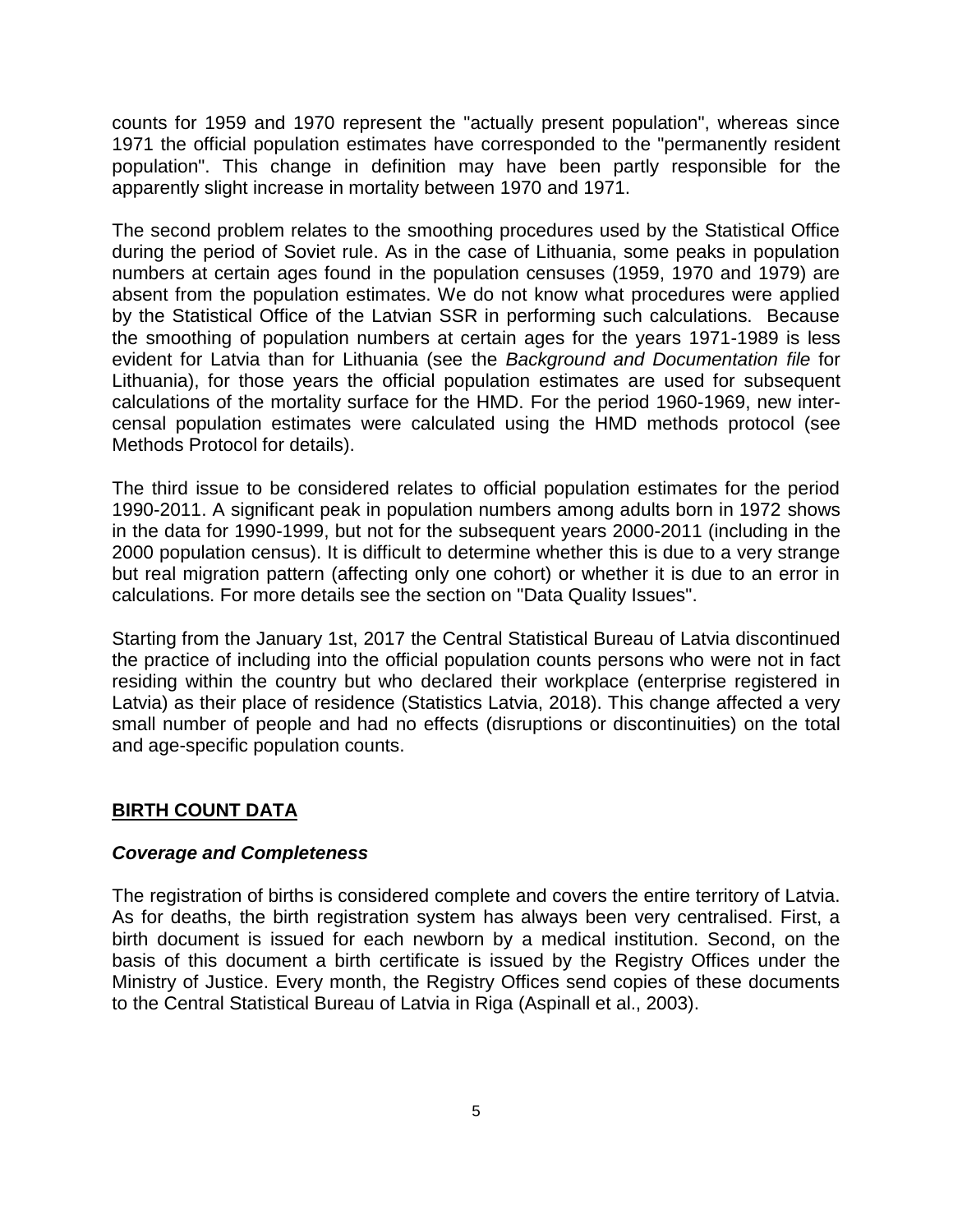counts for 1959 and 1970 represent the "actually present population", whereas since 1971 the official population estimates have corresponded to the "permanently resident population". This change in definition may have been partly responsible for the apparently slight increase in mortality between 1970 and 1971.

The second problem relates to the smoothing procedures used by the Statistical Office during the period of Soviet rule. As in the case of Lithuania, some peaks in population numbers at certain ages found in the population censuses (1959, 1970 and 1979) are absent from the population estimates. We do not know what procedures were applied by the Statistical Office of the Latvian SSR in performing such calculations. Because the smoothing of population numbers at certain ages for the years 1971-1989 is less evident for Latvia than for Lithuania (see the *Background and Documentation file* for Lithuania), for those years the official population estimates are used for subsequent calculations of the mortality surface for the HMD. For the period 1960-1969, new inter-censal population estimates were calculated using the HMD methods protocol (see Methods Protocol for details).

The third issue to be considered relates to official population estimates for the period 1990-2011. A significant peak in population numbers among adults born in 1972 shows in the data for 1990-1999, but not for the subsequent years 2000-2011 (including in the 2000 population census). It is difficult to determine whether this is due to a very strange but real migration pattern (affecting only one cohort) or whether it is due to an error in calculations. For more details see the section on "Data Quality Issues".

Starting from the January 1st, 2017 the Central Statistical Bureau of Latvia discontinued the practice of including into the official population counts persons who were not in fact residing within the country but who declared their workplace (enterprise registered in Latvia) as their place of residence (Statistics Latvia, 2018). This change affected a very small number of people and had no effects (disruptions or discontinuities) on the total and age-specific population counts.

## BIRTH COUNT DATA

### *Coverage and Completeness*

The registration of births is considered complete and covers the entire territory of Latvia. As for deaths, the birth registration system has always been very centralised. First, a birth document is issued for each newborn by a medical institution. Second, on the basis of this document a birth certificate is issued by the Registry Offices under the Ministry of Justice. Every month, the Registry Offices send copies of these documents to the Central Statistical Bureau of Latvia in Riga (Aspinall et al., 2003).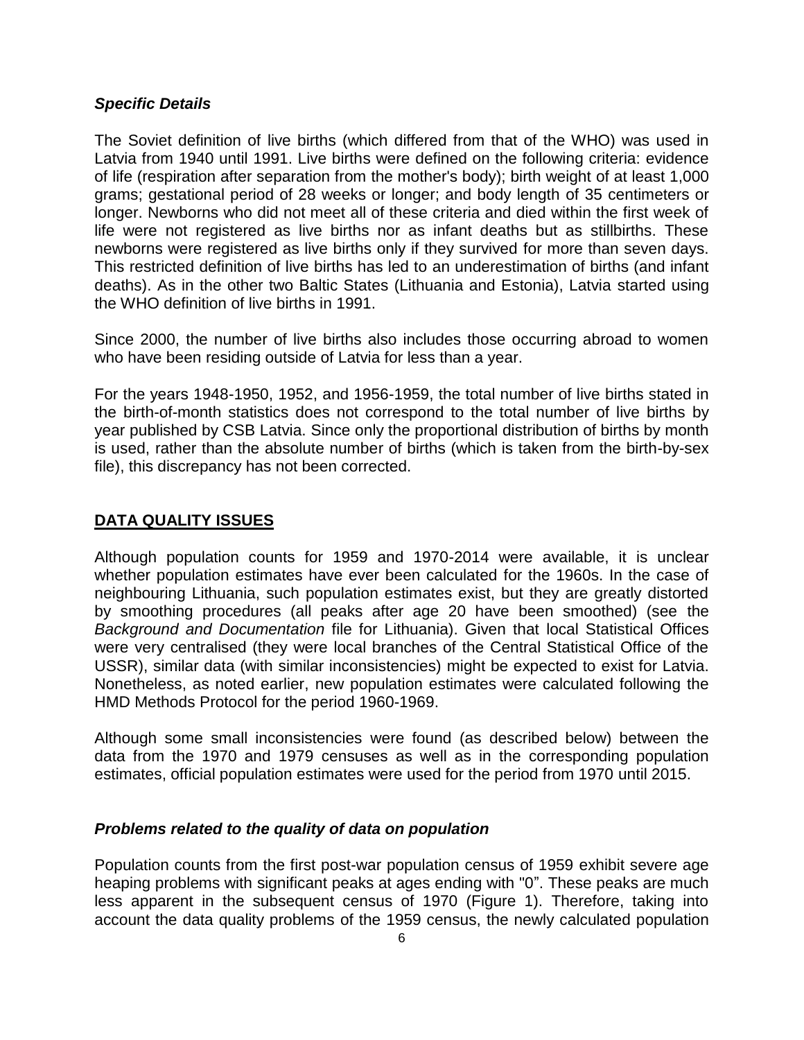### *Specific Details*

The Soviet definition of live births (which differed from that of the WHO) was used in Latvia from 1940 until 1991. Live births were defined on the following criteria: evidence of life (respiration after separation from the mother's body); birth weight of at least 1,000 grams; gestational period of 28 weeks or longer; and body length of 35 centimeters or longer. Newborns who did not meet all of these criteria and died within the first week of life were not registered as live births nor as infant deaths but as stillbirths. These newborns were registered as live births only if they survived for more than seven days. This restricted definition of live births has led to an underestimation of births (and infant deaths). As in the other two Baltic States (Lithuania and Estonia), Latvia started using the WHO definition of live births in 1991.

Since 2000, the number of live births also includes those occurring abroad to women who have been residing outside of Latvia for less than a year.

For the years 1948-1950, 1952, and 1956-1959, the total number of live births stated in the birth-of-month statistics does not correspond to the total number of live births by year published by CSB Latvia. Since only the proportional distribution of births by month is used, rather than the absolute number of births (which is taken from the birth-by-sex file), this discrepancy has not been corrected.

## DATA QUALITY ISSUES

Although population counts for 1959 and 1970-2014 were available, it is unclear whether population estimates have ever been calculated for the 1960s. In the case of neighbouring Lithuania, such population estimates exist, but they are greatly distorted by smoothing procedures (all peaks after age 20 have been smoothed) (see the *Background and Documentation* file for Lithuania). Given that local Statistical Offices were very centralised (they were local branches of the Central Statistical Office of the USSR), similar data (with similar inconsistencies) might be expected to exist for Latvia. Nonetheless, as noted earlier, new population estimates were calculated following the HMD Methods Protocol for the period 1960-1969.

Although some small inconsistencies were found (as described below) between the data from the 1970 and 1979 censuses as well as in the corresponding population estimates, official population estimates were used for the period from 1970 until 2015.

### *Problems related to the quality of data on population*

Population counts from the first post-war population census of 1959 exhibit severe age heaping problems with significant peaks at ages ending with "0". These peaks are much less apparent in the subsequent census of 1970 (Figure 1). Therefore, taking into account the data quality problems of the 1959 census, the newly calculated population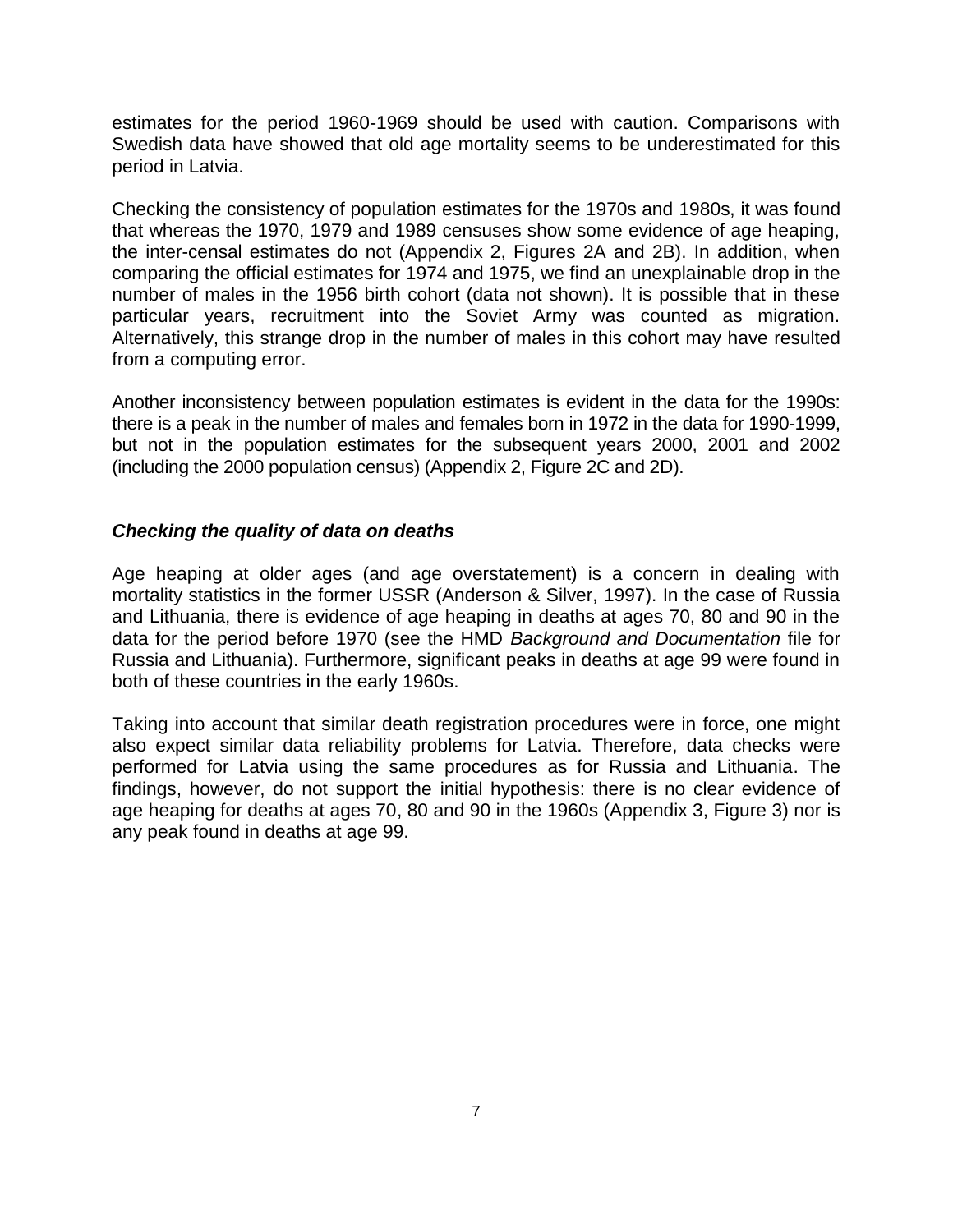estimates for the period 1960-1969 should be used with caution. Comparisons with Swedish data have showed that old age mortality seems to be underestimated for this period in Latvia.

Checking the consistency of population estimates for the 1970s and 1980s, it was found that whereas the 1970, 1979 and 1989 censuses show some evidence of age heaping, the inter-censal estimates do not (Appendix 2, Figures 2A and 2B). In addition, when comparing the official estimates for 1974 and 1975, we find an unexplainable drop in the number of males in the 1956 birth cohort (data not shown). It is possible that in these particular years, recruitment into the Soviet Army was counted as migration. Alternatively, this strange drop in the number of males in this cohort may have resulted from a computing error.

Another inconsistency between population estimates is evident in the data for the 1990s: there is a peak in the number of males and females born in 1972 in the data for 1990-1999, but not in the population estimates for the subsequent years 2000, 2001 and 2002 (including the 2000 population census) (Appendix 2, Figure 2C and 2D).

### ***Checking the quality of data on deaths***

Age heaping at older ages (and age overstatement) is a concern in dealing with mortality statistics in the former USSR (Anderson & Silver, 1997). In the case of Russia and Lithuania, there is evidence of age heaping in deaths at ages 70, 80 and 90 in the data for the period before 1970 (see the HMD *Background and Documentation* file for Russia and Lithuania). Furthermore, significant peaks in deaths at age 99 were found in both of these countries in the early 1960s.

Taking into account that similar death registration procedures were in force, one might also expect similar data reliability problems for Latvia. Therefore, data checks were performed for Latvia using the same procedures as for Russia and Lithuania. The findings, however, do not support the initial hypothesis: there is no clear evidence of age heaping for deaths at ages 70, 80 and 90 in the 1960s (Appendix 3, Figure 3) nor is any peak found in deaths at age 99.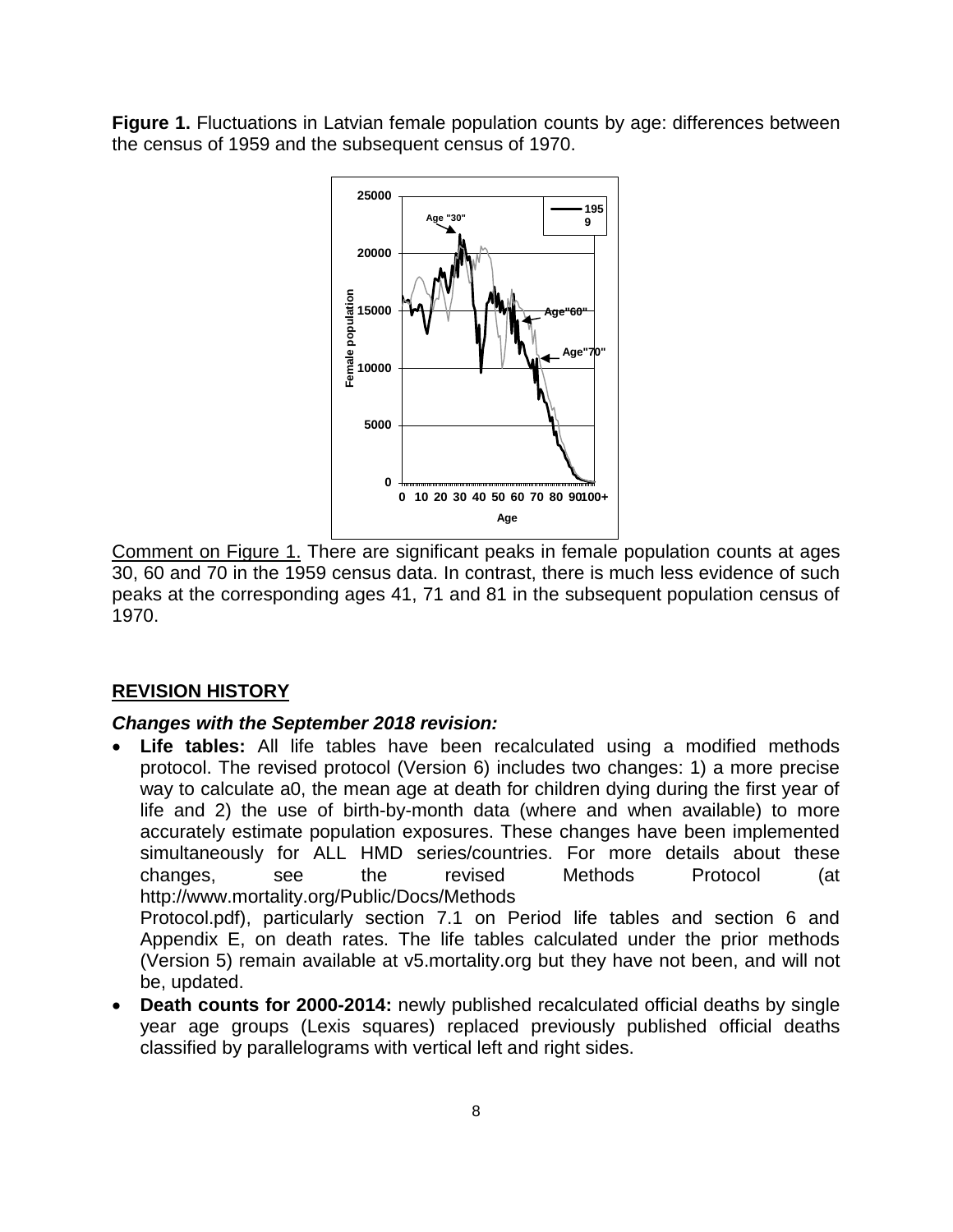**Figure 1.** Fluctuations in Latvian female population counts by age: differences between the census of 1959 and the subsequent census of 1970.

<u>Comment on Figure 1.</u> There are significant peaks in female population counts at ages 30, 60 and 70 in the 1959 census data. In contrast, there is much less evidence of such peaks at the corresponding ages 41, 71 and 81 in the subsequent population census of 1970.

## REVISION HISTORY

### *Changes with the September 2018 revision:*

- **Life tables:** All life tables have been recalculated using a modified methods protocol. The revised protocol (Version 6) includes two changes: 1) a more precise way to calculate a0, the mean age at death for children dying during the first year of life and 2) the use of birth-by-month data (where and when available) to more accurately estimate population exposures. These changes have been implemented simultaneously for ALL HMD series/countries. For more details about these changes, see the revised Methods Protocol (at http://www.mortality.org/Public/Docs/Methods Protocol.pdf), particularly section 7.1 on Period life tables and section 6 and Appendix E, on death rates. The life tables calculated under the prior methods (Version 5) remain available at v5.mortality.org but they have not been, and will not be, updated.
- **Death counts for 2000-2014:** newly published recalculated official deaths by single year age groups (Lexis squares) replaced previously published official deaths classified by parallelograms with vertical left and right sides.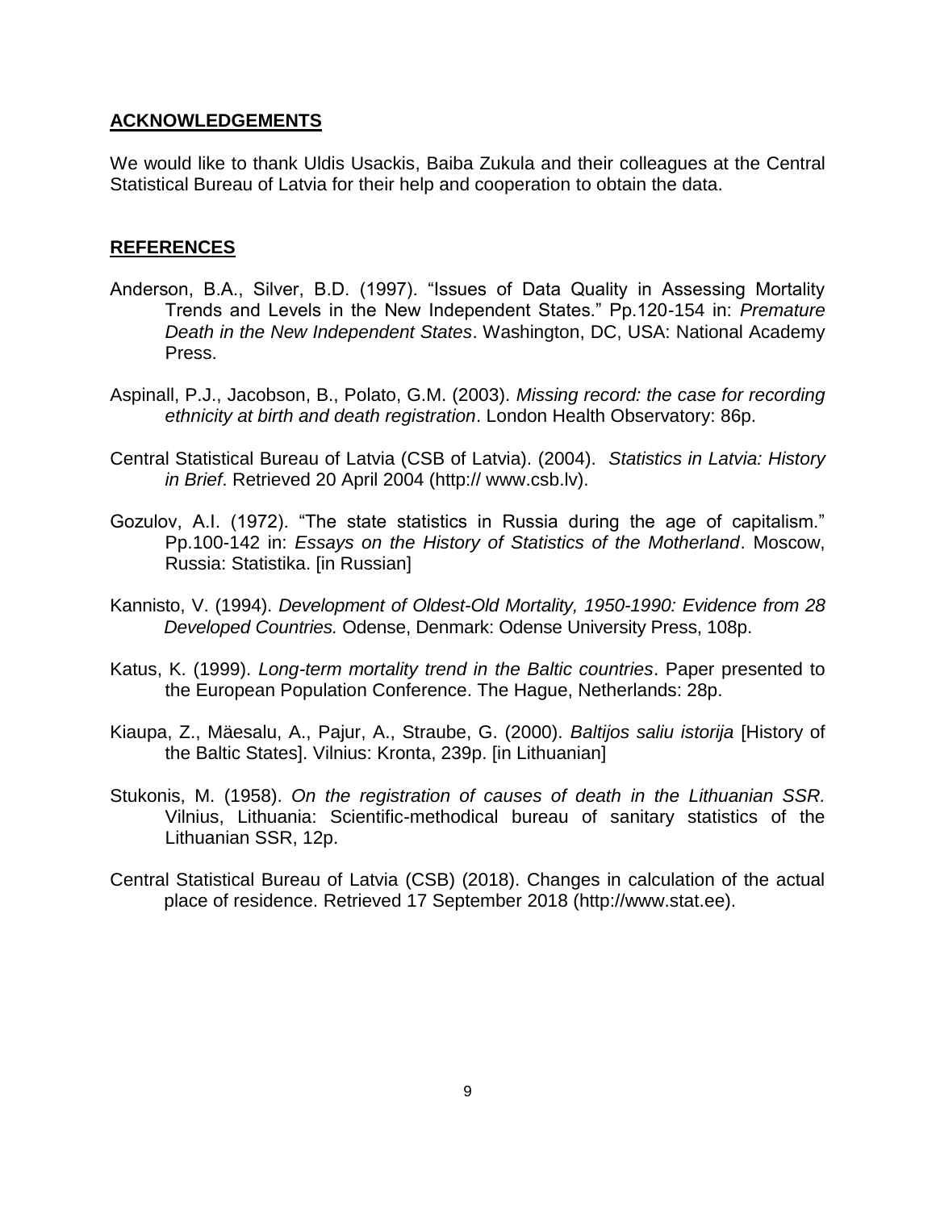## ACKNOWLEDGEMENTS

We would like to thank Uldis Usackis, Baiba Zukula and their colleagues at the Central Statistical Bureau of Latvia for their help and cooperation to obtain the data.

## REFERENCES

Anderson, B.A., Silver, B.D. (1997). "Issues of Data Quality in Assessing Mortality Trends and Levels in the New Independent States." Pp.120-154 in: *Premature Death in the New Independent States*. Washington, DC, USA: National Academy Press.

Aspinall, P.J., Jacobson, B., Polato, G.M. (2003). *Missing record: the case for recording ethnicity at birth and death registration*. London Health Observatory: 86p.

Central Statistical Bureau of Latvia (CSB of Latvia). (2004). *Statistics in Latvia: History in Brief*. Retrieved 20 April 2004 (http:// www.csb.lv).

Gozulov, A.I. (1972). "The state statistics in Russia during the age of capitalism." Pp.100-142 in: *Essays on the History of Statistics of the Motherland*. Moscow, Russia: Statistika. [in Russian]

Kannisto, V. (1994). *Development of Oldest-Old Mortality, 1950-1990: Evidence from 28 Developed Countries.* Odense, Denmark: Odense University Press, 108p.

Katus, K. (1999). *Long-term mortality trend in the Baltic countries*. Paper presented to the European Population Conference. The Hague, Netherlands: 28p.

Kiaupa, Z., Mäesalu, A., Pajur, A., Straube, G. (2000). *Baltijos saliu istorija* [History of the Baltic States]. Vilnius: Kronta, 239p. [in Lithuanian]

Stukonis, M. (1958). *On the registration of causes of death in the Lithuanian SSR.* Vilnius, Lithuania: Scientific-methodical bureau of sanitary statistics of the Lithuanian SSR, 12p.

Central Statistical Bureau of Latvia (CSB) (2018). Changes in calculation of the actual place of residence. Retrieved 17 September 2018 (http://www.stat.ee).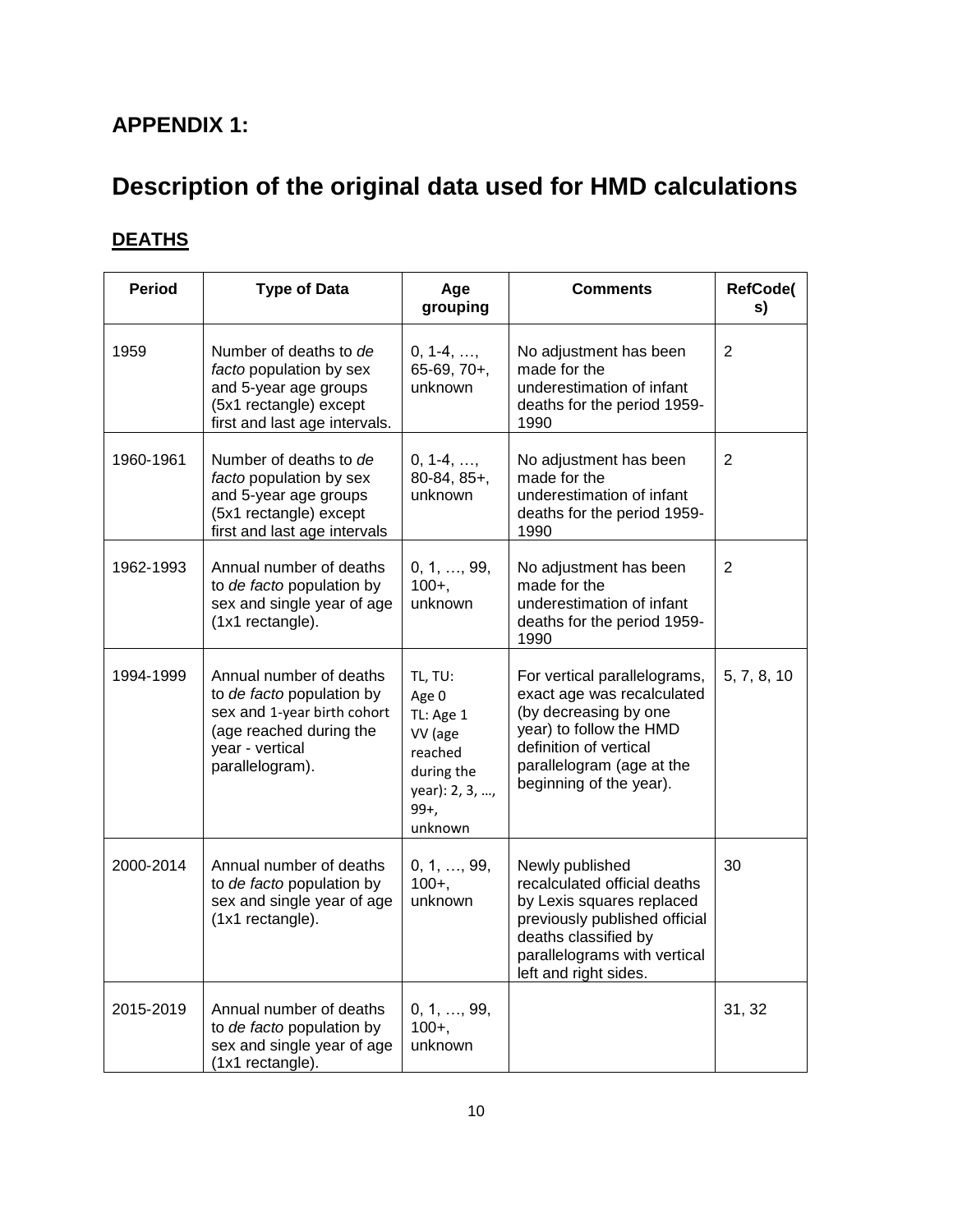## APPENDIX 1:

# Description of the original data used for HMD calculations

## DEATHS

| Period | Type of Data | Age grouping | Comments | RefCode(s) |
|---|---|---|---|---|
| 1959 | Number of deaths to *de facto* population by sex and 5-year age groups (5x1 rectangle) except first and last age intervals. | 0, 1-4, …, 65-69, 70+, unknown | No adjustment has been made for the underestimation of infant deaths for the period 1959-1990 | 2 |
| 1960-1961 | Number of deaths to *de facto* population by sex and 5-year age groups (5x1 rectangle) except first and last age intervals | 0, 1-4, …, 80-84, 85+, unknown | No adjustment has been made for the underestimation of infant deaths for the period 1959-1990 | 2 |
| 1962-1993 | Annual number of deaths to *de facto* population by sex and single year of age (1x1 rectangle). | 0, 1, …, 99, 100+, unknown | No adjustment has been made for the underestimation of infant deaths for the period 1959-1990 | 2 |
| 1994-1999 | Annual number of deaths to *de facto* population by sex and 1-year birth cohort (age reached during the year - vertical parallelogram). | TL, TU: Age 0 TL: Age 1 VV (age reached during the year): 2, 3, …, 99+, unknown | For vertical parallelograms, exact age was recalculated (by decreasing by one year) to follow the HMD definition of vertical parallelogram (age at the beginning of the year). | 5, 7, 8, 10 |
| 2000-2014 | Annual number of deaths to *de facto* population by sex and single year of age (1x1 rectangle). | 0, 1, …, 99, 100+, unknown | Newly published recalculated official deaths by Lexis squares replaced previously published official deaths classified by parallelograms with vertical left and right sides. | 30 |
| 2015-2019 | Annual number of deaths to *de facto* population by sex and single year of age (1x1 rectangle). | 0, 1, …, 99, 100+, unknown | | 31, 32 |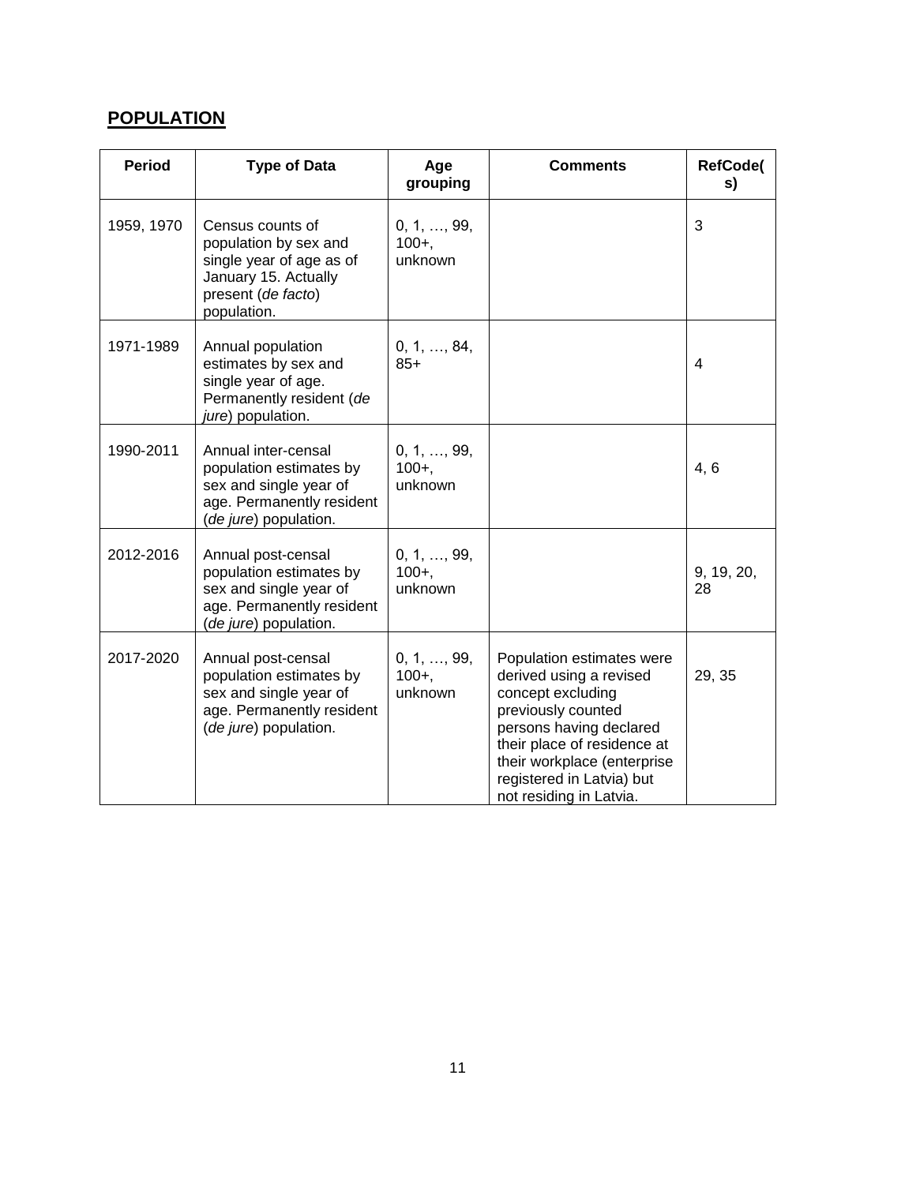## POPULATION

| Period | Type of Data | Age grouping | Comments | RefCode(s) |
| --- | --- | --- | --- | --- |
| 1959, 1970 | Census counts of population by sex and single year of age as of January 15. Actually present (*de facto*) population. | 0, 1, …, 99, 100+, unknown | | 3 |
| 1971-1989 | Annual population estimates by sex and single year of age. Permanently resident (*de jure*) population. | 0, 1, …, 84, 85+ | | 4 |
| 1990-2011 | Annual inter-censal population estimates by sex and single year of age. Permanently resident (*de jure*) population. | 0, 1, …, 99, 100+, unknown | | 4, 6 |
| 2012-2016 | Annual post-censal population estimates by sex and single year of age. Permanently resident (*de jure*) population. | 0, 1, …, 99, 100+, unknown | | 9, 19, 20, 28 |
| 2017-2020 | Annual post-censal population estimates by sex and single year of age. Permanently resident (*de jure*) population. | 0, 1, …, 99, 100+, unknown | Population estimates were derived using a revised concept excluding previously counted persons having declared their place of residence at their workplace (enterprise registered in Latvia) but not residing in Latvia. | 29, 35 |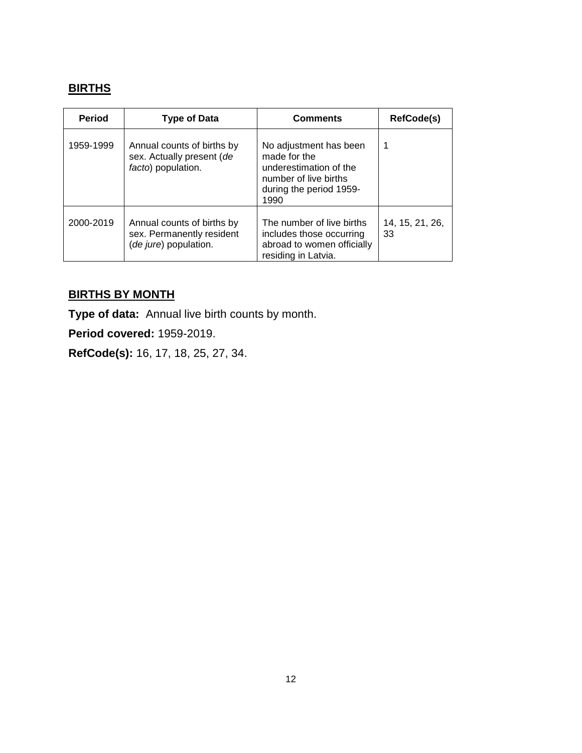## BIRTHS

| Period | Type of Data | Comments | RefCode(s) |
|---|---|---|---|
| 1959-1999 | Annual counts of births by sex. Actually present (*de facto*) population. | No adjustment has been made for the underestimation of the number of live births during the period 1959-1990 | 1 |
| 2000-2019 | Annual counts of births by sex. Permanently resident (*de jure*) population. | The number of live births includes those occurring abroad to women officially residing in Latvia. | 14, 15, 21, 26, 33 |

## BIRTHS BY MONTH

**Type of data:** Annual live birth counts by month.

**Period covered:** 1959-2019.

**RefCode(s):** 16, 17, 18, 25, 27, 34.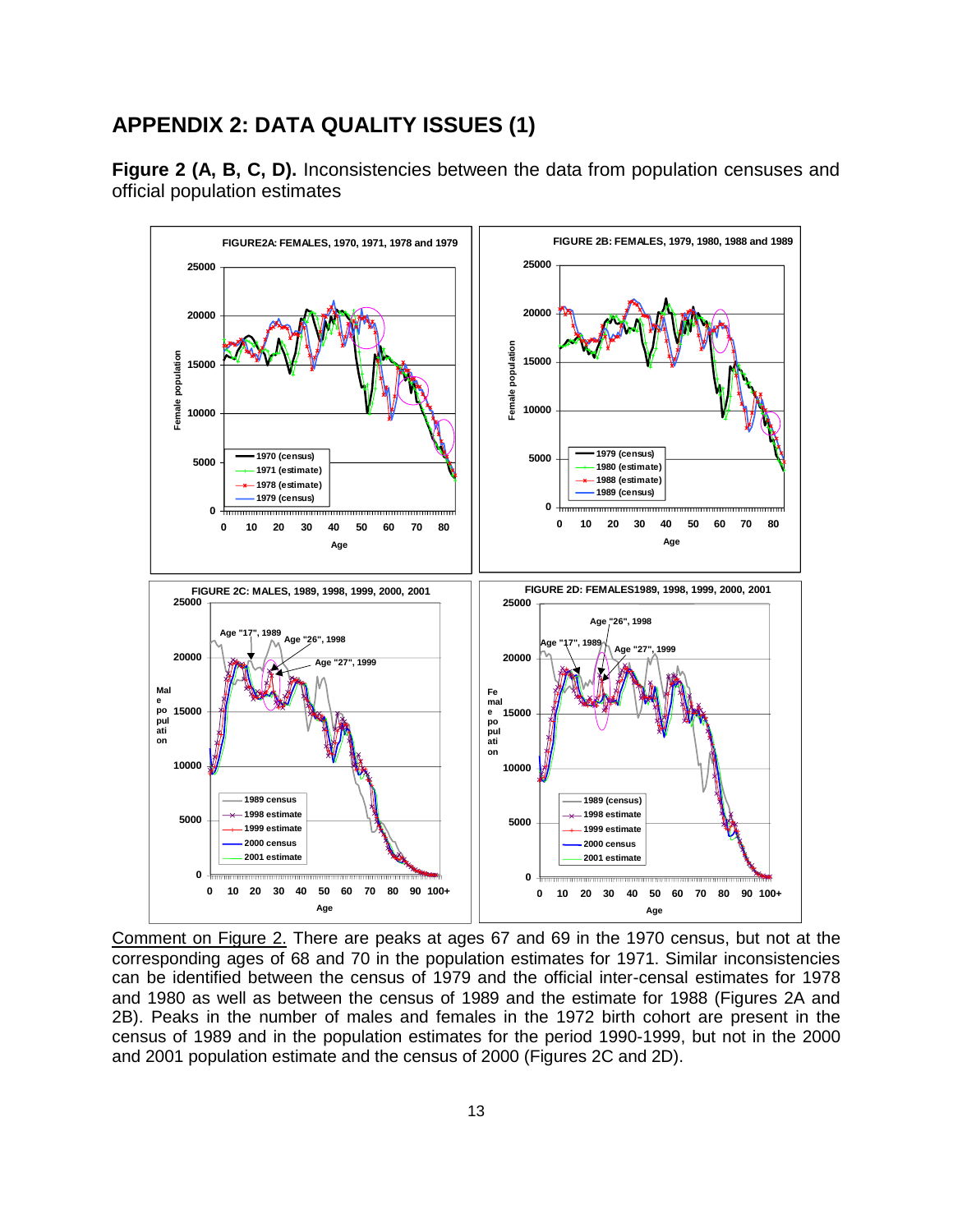# APPENDIX 2: DATA QUALITY ISSUES (1)

**Figure 2 (A, B, C, D).** Inconsistencies between the data from population censuses and official population estimates

<u>Comment on Figure 2.</u> There are peaks at ages 67 and 69 in the 1970 census, but not at the corresponding ages of 68 and 70 in the population estimates for 1971. Similar inconsistencies can be identified between the census of 1979 and the official inter-censal estimates for 1978 and 1980 as well as between the census of 1989 and the estimate for 1988 (Figures 2A and 2B). Peaks in the number of males and females in the 1972 birth cohort are present in the census of 1989 and in the population estimates for the period 1990-1999, but not in the 2000 and 2001 population estimate and the census of 2000 (Figures 2C and 2D).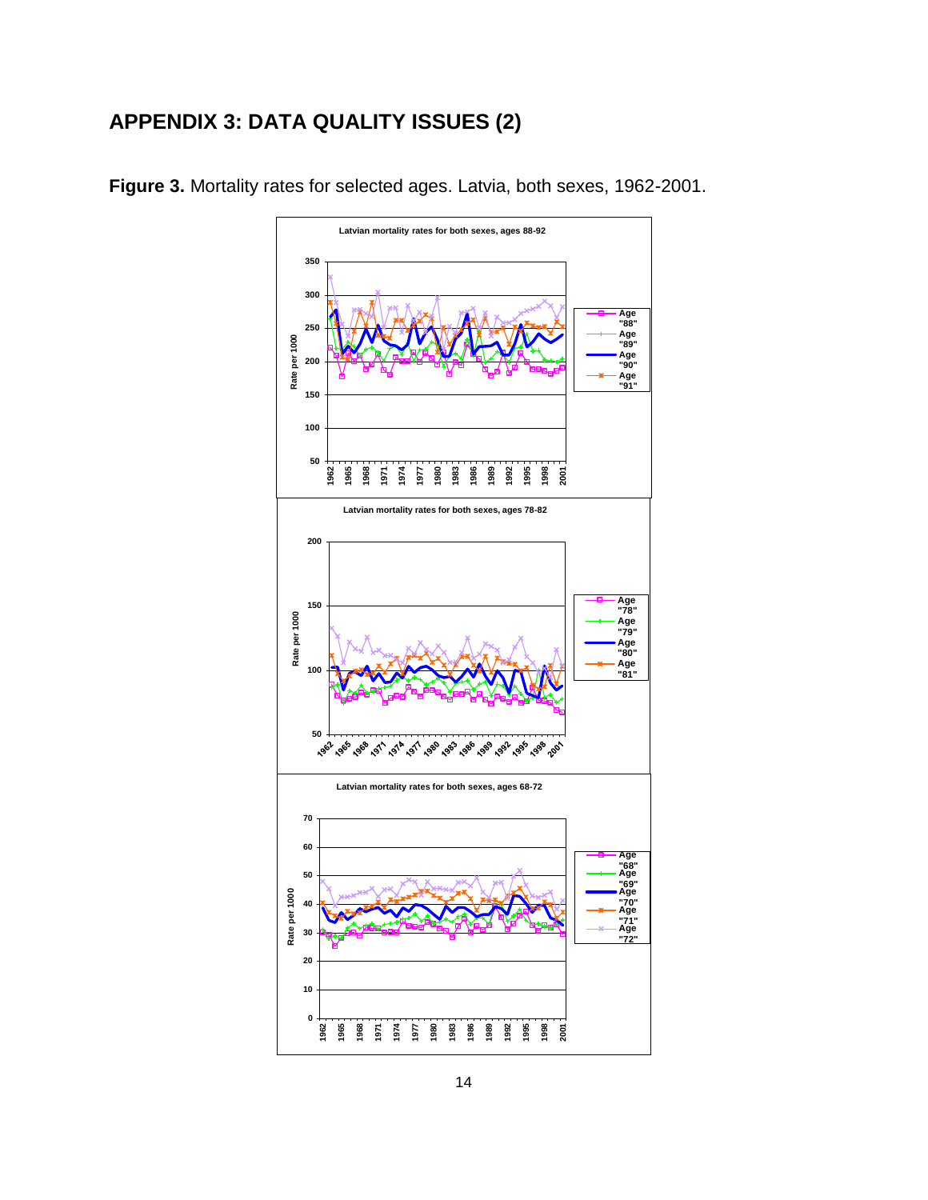# APPENDIX 3: DATA QUALITY ISSUES (2)

**Figure 3.** Mortality rates for selected ages. Latvia, both sexes, 1962-2001.

Latvian mortality rates for both sexes, ages 88-92

Rate per 1000

350
300
250
200
150
100
50

1962 1965 1968 1971 1974 1977 1980 1983 1986 1989 1992 1995 1998 2001

Age "88"
Age "89"
Age "90"
Age "91"

Latvian mortality rates for both sexes, ages 78-82

Rate per 1000

200
150
100
50

1962 1965 1968 1971 1974 1977 1980 1983 1986 1989 1992 1995 1998 2001

Age "78"
Age "79"
Age "80"
Age "81"

Latvian mortality rates for both sexes, ages 68-72

Rate per 1000

70
60
50
40
30
20
10
0

1962 1965 1968 1971 1974 1977 1980 1983 1986 1989 1992 1995 1998 2001

Age "68"
Age "69"
Age "70"
Age "71"
Age "72"